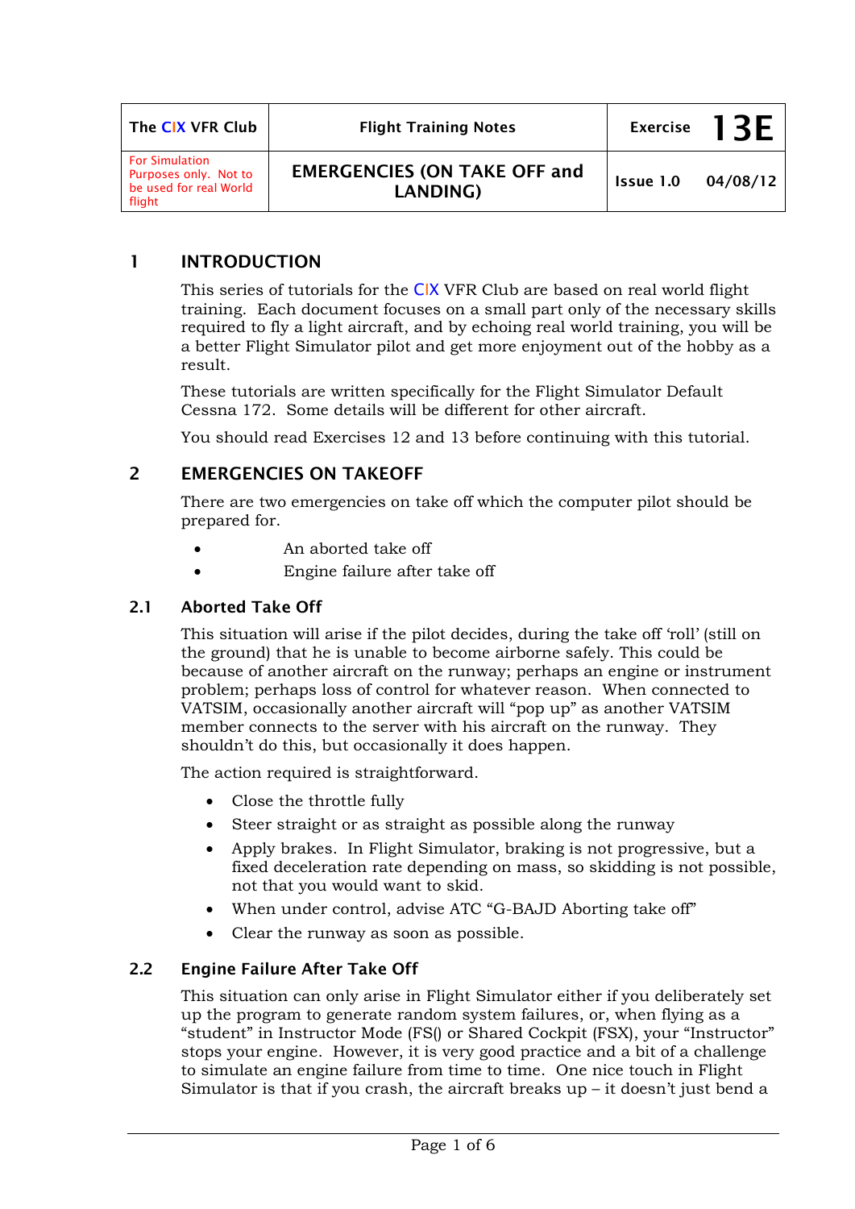| The CIX VFR Club | Flight Training Notes | Exercise | 13E |
|---|---|---|---|
| For Simulation Purposes only. Not to be used for real World flight | EMERGENCIES (ON TAKE OFF and LANDING) | Issue 1.0 | 04/08/12 |

## 1 INTRODUCTION

This series of tutorials for the CIX VFR Club are based on real world flight training. Each document focuses on a small part only of the necessary skills required to fly a light aircraft, and by echoing real world training, you will be a better Flight Simulator pilot and get more enjoyment out of the hobby as a result.

These tutorials are written specifically for the Flight Simulator Default Cessna 172. Some details will be different for other aircraft.

You should read Exercises 12 and 13 before continuing with this tutorial.

## 2 EMERGENCIES ON TAKEOFF

There are two emergencies on take off which the computer pilot should be prepared for.

- An aborted take off
- Engine failure after take off

### 2.1 Aborted Take Off

This situation will arise if the pilot decides, during the take off 'roll' (still on the ground) that he is unable to become airborne safely. This could be because of another aircraft on the runway; perhaps an engine or instrument problem; perhaps loss of control for whatever reason. When connected to VATSIM, occasionally another aircraft will "pop up" as another VATSIM member connects to the server with his aircraft on the runway. They shouldn't do this, but occasionally it does happen.

The action required is straightforward.

- Close the throttle fully
- Steer straight or as straight as possible along the runway
- Apply brakes. In Flight Simulator, braking is not progressive, but a fixed deceleration rate depending on mass, so skidding is not possible, not that you would want to skid.
- When under control, advise ATC "G-BAJD Aborting take off"
- Clear the runway as soon as possible.

### 2.2 Engine Failure After Take Off

This situation can only arise in Flight Simulator either if you deliberately set up the program to generate random system failures, or, when flying as a "student" in Instructor Mode (FS() or Shared Cockpit (FSX), your "Instructor" stops your engine. However, it is very good practice and a bit of a challenge to simulate an engine failure from time to time. One nice touch in Flight Simulator is that if you crash, the aircraft breaks up – it doesn't just bend a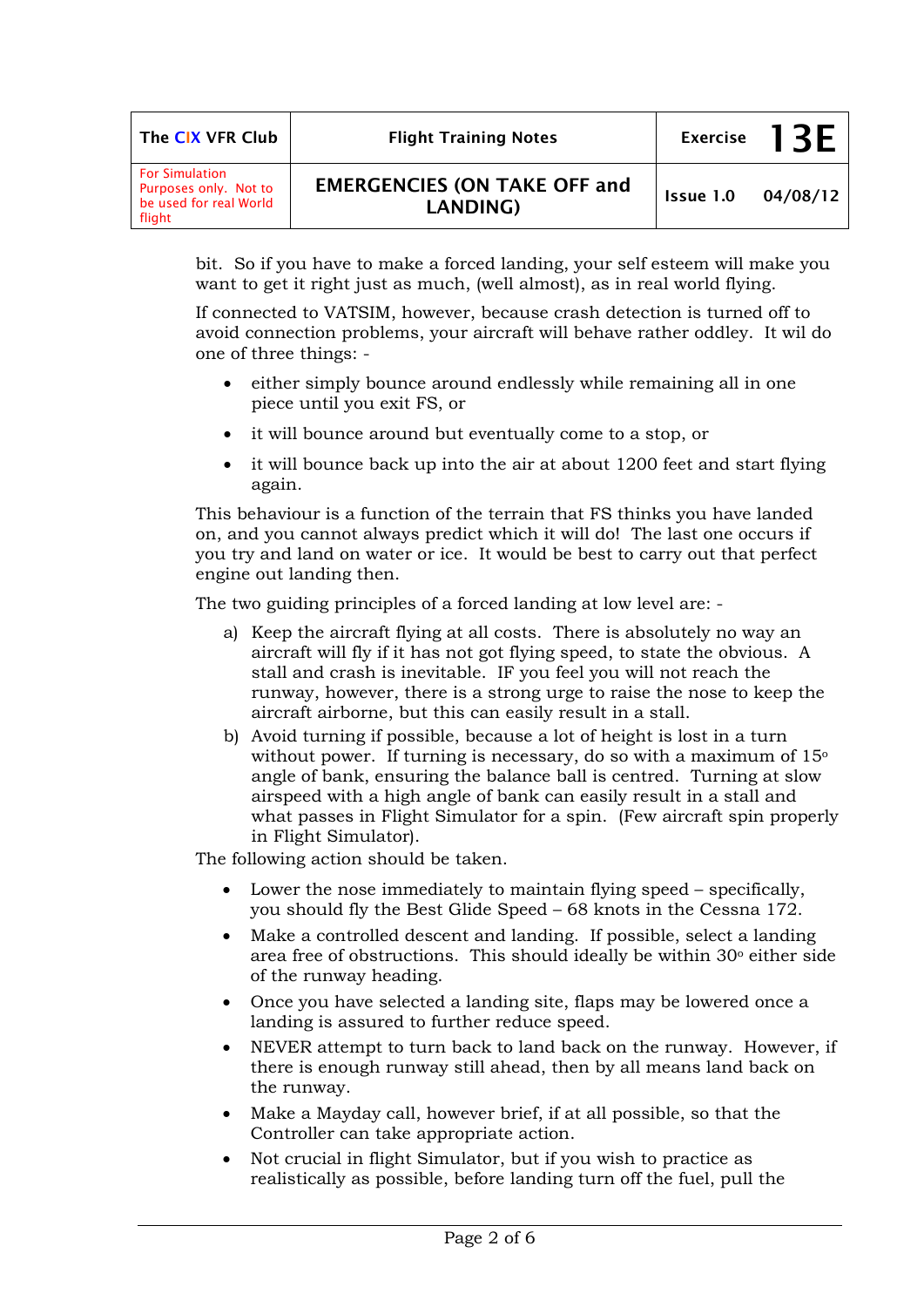bit. So if you have to make a forced landing, your self esteem will make you want to get it right just as much, (well almost), as in real world flying.

If connected to VATSIM, however, because crash detection is turned off to avoid connection problems, your aircraft will behave rather oddley. It wil do one of three things: -

- either simply bounce around endlessly while remaining all in one piece until you exit FS, or
- it will bounce around but eventually come to a stop, or
- it will bounce back up into the air at about 1200 feet and start flying again.

This behaviour is a function of the terrain that FS thinks you have landed on, and you cannot always predict which it will do! The last one occurs if you try and land on water or ice. It would be best to carry out that perfect engine out landing then.

The two guiding principles of a forced landing at low level are: -

a) Keep the aircraft flying at all costs. There is absolutely no way an aircraft will fly if it has not got flying speed, to state the obvious. A stall and crash is inevitable. IF you feel you will not reach the runway, however, there is a strong urge to raise the nose to keep the aircraft airborne, but this can easily result in a stall.

b) Avoid turning if possible, because a lot of height is lost in a turn without power. If turning is necessary, do so with a maximum of 15° angle of bank, ensuring the balance ball is centred. Turning at slow airspeed with a high angle of bank can easily result in a stall and what passes in Flight Simulator for a spin. (Few aircraft spin properly in Flight Simulator).

The following action should be taken.

- Lower the nose immediately to maintain flying speed – specifically, you should fly the Best Glide Speed – 68 knots in the Cessna 172.
- Make a controlled descent and landing. If possible, select a landing area free of obstructions. This should ideally be within 30° either side of the runway heading.
- Once you have selected a landing site, flaps may be lowered once a landing is assured to further reduce speed.
- NEVER attempt to turn back to land back on the runway. However, if there is enough runway still ahead, then by all means land back on the runway.
- Make a Mayday call, however brief, if at all possible, so that the Controller can take appropriate action.
- Not crucial in flight Simulator, but if you wish to practice as realistically as possible, before landing turn off the fuel, pull the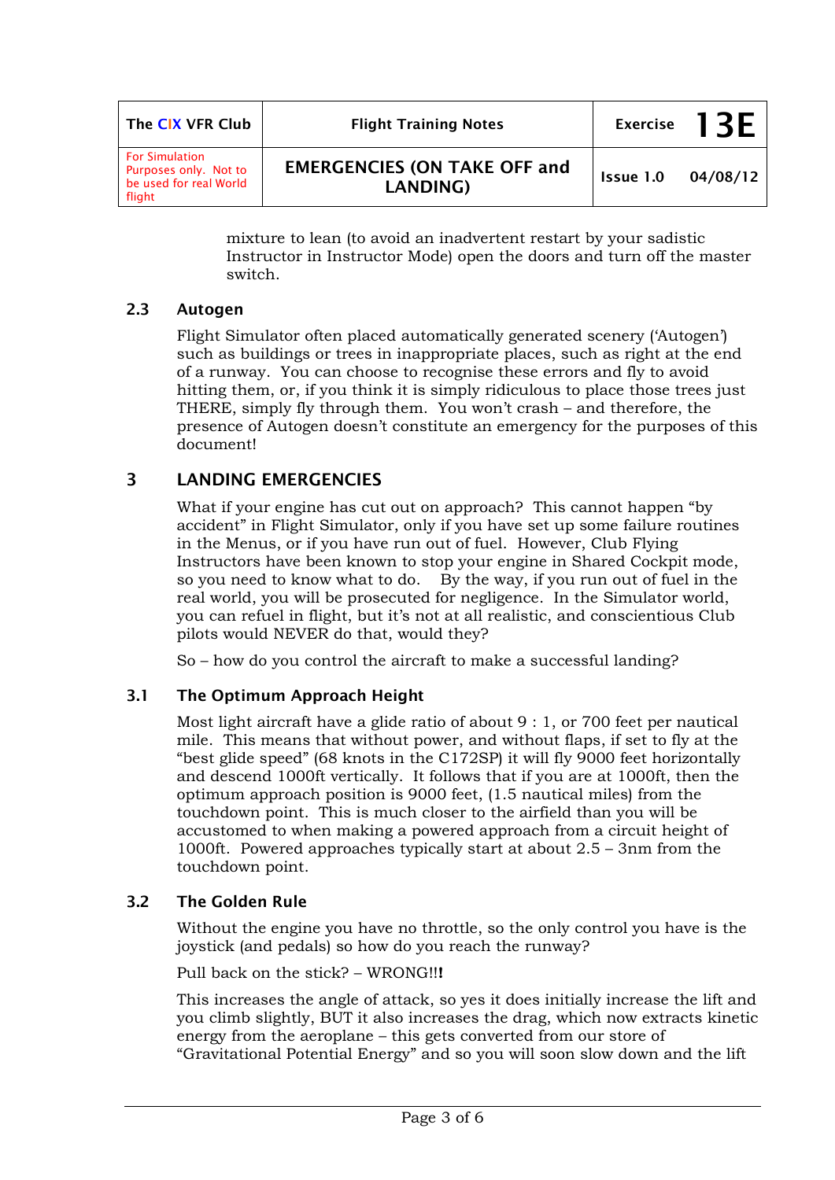mixture to lean (to avoid an inadvertent restart by your sadistic Instructor in Instructor Mode) open the doors and turn off the master switch.

### 2.3 Autogen

Flight Simulator often placed automatically generated scenery ('Autogen') such as buildings or trees in inappropriate places, such as right at the end of a runway. You can choose to recognise these errors and fly to avoid hitting them, or, if you think it is simply ridiculous to place those trees just THERE, simply fly through them. You won't crash – and therefore, the presence of Autogen doesn't constitute an emergency for the purposes of this document!

## 3 LANDING EMERGENCIES

What if your engine has cut out on approach? This cannot happen "by accident" in Flight Simulator, only if you have set up some failure routines in the Menus, or if you have run out of fuel. However, Club Flying Instructors have been known to stop your engine in Shared Cockpit mode, so you need to know what to do. By the way, if you run out of fuel in the real world, you will be prosecuted for negligence. In the Simulator world, you can refuel in flight, but it's not at all realistic, and conscientious Club pilots would NEVER do that, would they?

So – how do you control the aircraft to make a successful landing?

### 3.1 The Optimum Approach Height

Most light aircraft have a glide ratio of about 9 : 1, or 700 feet per nautical mile. This means that without power, and without flaps, if set to fly at the "best glide speed" (68 knots in the C172SP) it will fly 9000 feet horizontally and descend 1000ft vertically. It follows that if you are at 1000ft, then the optimum approach position is 9000 feet, (1.5 nautical miles) from the touchdown point. This is much closer to the airfield than you will be accustomed to when making a powered approach from a circuit height of 1000ft. Powered approaches typically start at about 2.5 – 3nm from the touchdown point.

### 3.2 The Golden Rule

Without the engine you have no throttle, so the only control you have is the joystick (and pedals) so how do you reach the runway?

Pull back on the stick? – WRONG!!**!**

This increases the angle of attack, so yes it does initially increase the lift and you climb slightly, BUT it also increases the drag, which now extracts kinetic energy from the aeroplane – this gets converted from our store of "Gravitational Potential Energy" and so you will soon slow down and the lift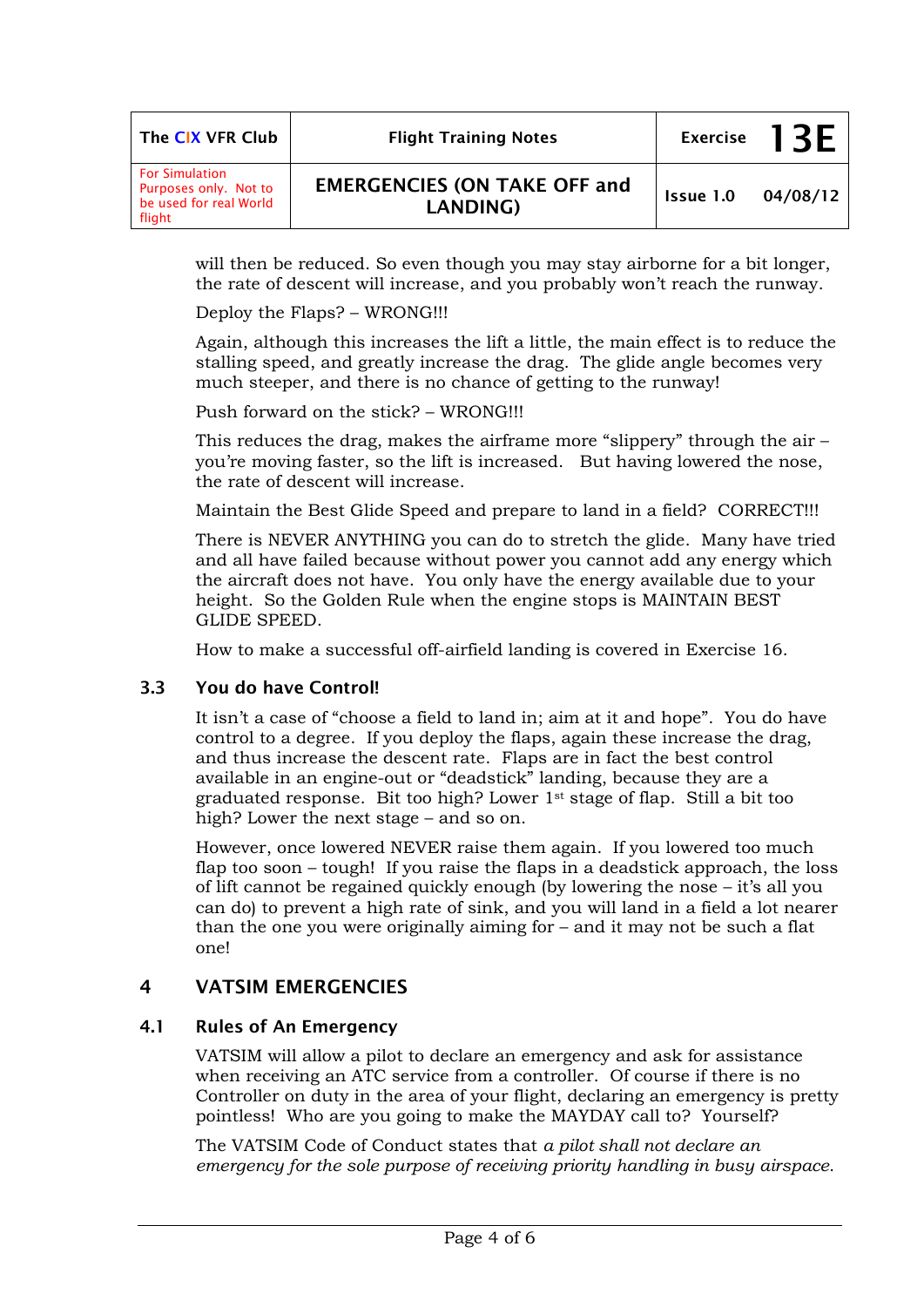will then be reduced. So even though you may stay airborne for a bit longer, the rate of descent will increase, and you probably won't reach the runway.

Deploy the Flaps? – WRONG!!!

Again, although this increases the lift a little, the main effect is to reduce the stalling speed, and greatly increase the drag. The glide angle becomes very much steeper, and there is no chance of getting to the runway!

Push forward on the stick? – WRONG!!!

This reduces the drag, makes the airframe more "slippery" through the air – you're moving faster, so the lift is increased. But having lowered the nose, the rate of descent will increase.

Maintain the Best Glide Speed and prepare to land in a field? CORRECT!!!

There is NEVER ANYTHING you can do to stretch the glide. Many have tried and all have failed because without power you cannot add any energy which the aircraft does not have. You only have the energy available due to your height. So the Golden Rule when the engine stops is MAINTAIN BEST GLIDE SPEED.

How to make a successful off-airfield landing is covered in Exercise 16.

### 3.3 You do have Control!

It isn't a case of "choose a field to land in; aim at it and hope". You do have control to a degree. If you deploy the flaps, again these increase the drag, and thus increase the descent rate. Flaps are in fact the best control available in an engine-out or "deadstick" landing, because they are a graduated response. Bit too high? Lower 1st stage of flap. Still a bit too high? Lower the next stage – and so on.

However, once lowered NEVER raise them again. If you lowered too much flap too soon – tough! If you raise the flaps in a deadstick approach, the loss of lift cannot be regained quickly enough (by lowering the nose – it's all you can do) to prevent a high rate of sink, and you will land in a field a lot nearer than the one you were originally aiming for – and it may not be such a flat one!

## 4 VATSIM EMERGENCIES

### 4.1 Rules of An Emergency

VATSIM will allow a pilot to declare an emergency and ask for assistance when receiving an ATC service from a controller. Of course if there is no Controller on duty in the area of your flight, declaring an emergency is pretty pointless! Who are you going to make the MAYDAY call to? Yourself?

The VATSIM Code of Conduct states that *a pilot shall not declare an emergency for the sole purpose of receiving priority handling in busy airspace.*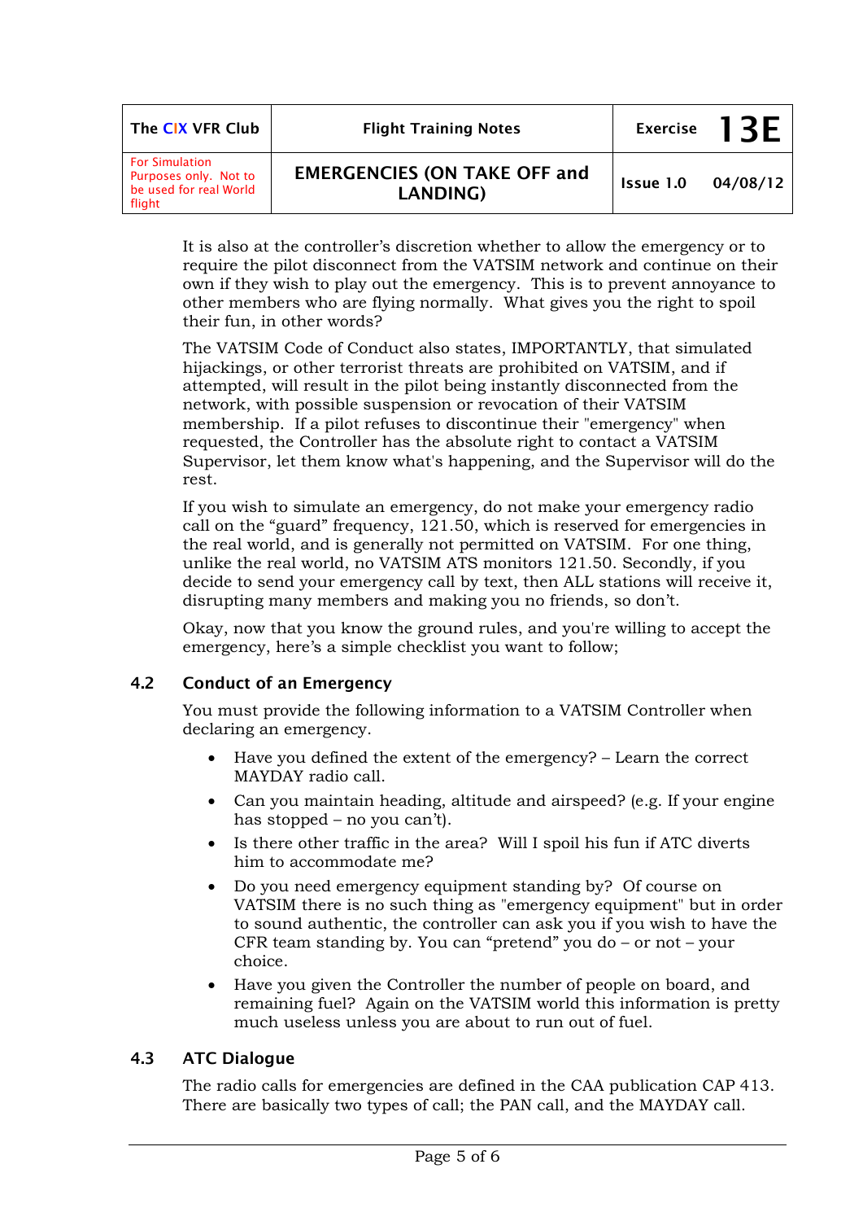It is also at the controller's discretion whether to allow the emergency or to require the pilot disconnect from the VATSIM network and continue on their own if they wish to play out the emergency. This is to prevent annoyance to other members who are flying normally. What gives you the right to spoil their fun, in other words?

The VATSIM Code of Conduct also states, IMPORTANTLY, that simulated hijackings, or other terrorist threats are prohibited on VATSIM, and if attempted, will result in the pilot being instantly disconnected from the network, with possible suspension or revocation of their VATSIM membership. If a pilot refuses to discontinue their "emergency" when requested, the Controller has the absolute right to contact a VATSIM Supervisor, let them know what's happening, and the Supervisor will do the rest.

If you wish to simulate an emergency, do not make your emergency radio call on the "guard" frequency, 121.50, which is reserved for emergencies in the real world, and is generally not permitted on VATSIM. For one thing, unlike the real world, no VATSIM ATS monitors 121.50. Secondly, if you decide to send your emergency call by text, then ALL stations will receive it, disrupting many members and making you no friends, so don't.

Okay, now that you know the ground rules, and you're willing to accept the emergency, here's a simple checklist you want to follow;

## 4.2 Conduct of an Emergency

You must provide the following information to a VATSIM Controller when declaring an emergency.

- Have you defined the extent of the emergency? – Learn the correct MAYDAY radio call.
- Can you maintain heading, altitude and airspeed? (e.g. If your engine has stopped – no you can't).
- Is there other traffic in the area? Will I spoil his fun if ATC diverts him to accommodate me?
- Do you need emergency equipment standing by? Of course on VATSIM there is no such thing as "emergency equipment" but in order to sound authentic, the controller can ask you if you wish to have the CFR team standing by. You can "pretend" you do – or not – your choice.
- Have you given the Controller the number of people on board, and remaining fuel? Again on the VATSIM world this information is pretty much useless unless you are about to run out of fuel.

## 4.3 ATC Dialogue

The radio calls for emergencies are defined in the CAA publication CAP 413. There are basically two types of call; the PAN call, and the MAYDAY call.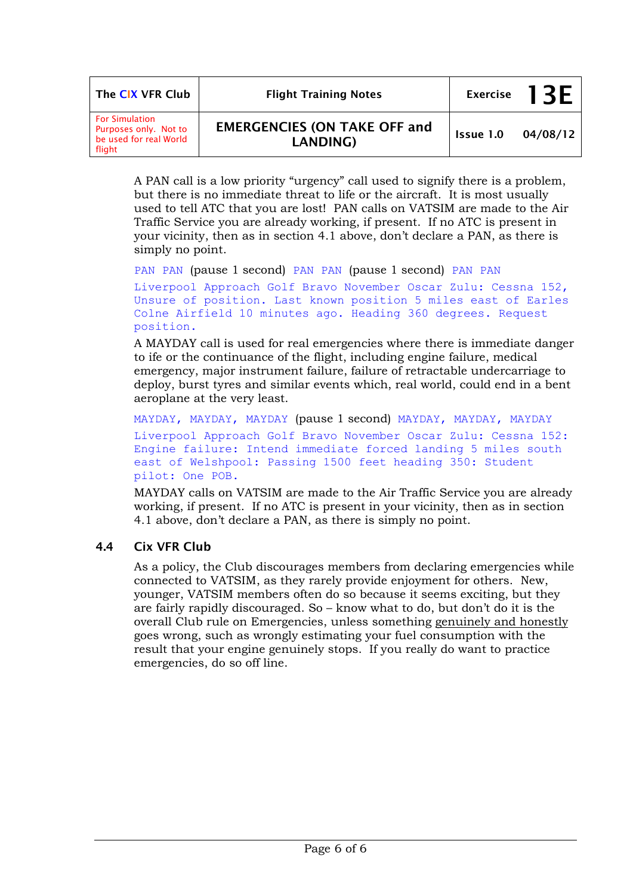| The CIX VFR Club | Flight Training Notes | Exercise 13E |
|---|---|---|
| For Simulation Purposes only. Not to be used for real World flight | EMERGENCIES (ON TAKE OFF and LANDING) | Issue 1.0 04/08/12 |

A PAN call is a low priority "urgency" call used to signify there is a problem, but there is no immediate threat to life or the aircraft. It is most usually used to tell ATC that you are lost! PAN calls on VATSIM are made to the Air Traffic Service you are already working, if present. If no ATC is present in your vicinity, then as in section 4.1 above, don't declare a PAN, as there is simply no point.

`PAN PAN` (pause 1 second) `PAN PAN` (pause 1 second) `PAN PAN`

`Liverpool Approach Golf Bravo November Oscar Zulu: Cessna 152, Unsure of position. Last known position 5 miles east of Earles Colne Airfield 10 minutes ago. Heading 360 degrees. Request position.`

A MAYDAY call is used for real emergencies where there is immediate danger to ife or the continuance of the flight, including engine failure, medical emergency, major instrument failure, failure of retractable undercarriage to deploy, burst tyres and similar events which, real world, could end in a bent aeroplane at the very least.

`MAYDAY, MAYDAY, MAYDAY` (pause 1 second) `MAYDAY, MAYDAY, MAYDAY`

`Liverpool Approach Golf Bravo November Oscar Zulu: Cessna 152: Engine failure: Intend immediate forced landing 5 miles south east of Welshpool: Passing 1500 feet heading 350: Student pilot: One POB.`

MAYDAY calls on VATSIM are made to the Air Traffic Service you are already working, if present. If no ATC is present in your vicinity, then as in section 4.1 above, don't declare a PAN, as there is simply no point.

## 4.4 Cix VFR Club

As a policy, the Club discourages members from declaring emergencies while connected to VATSIM, as they rarely provide enjoyment for others. New, younger, VATSIM members often do so because it seems exciting, but they are fairly rapidly discouraged. So – know what to do, but don't do it is the overall Club rule on Emergencies, unless something <u>genuinely and honestly</u> goes wrong, such as wrongly estimating your fuel consumption with the result that your engine genuinely stops. If you really do want to practice emergencies, do so off line.